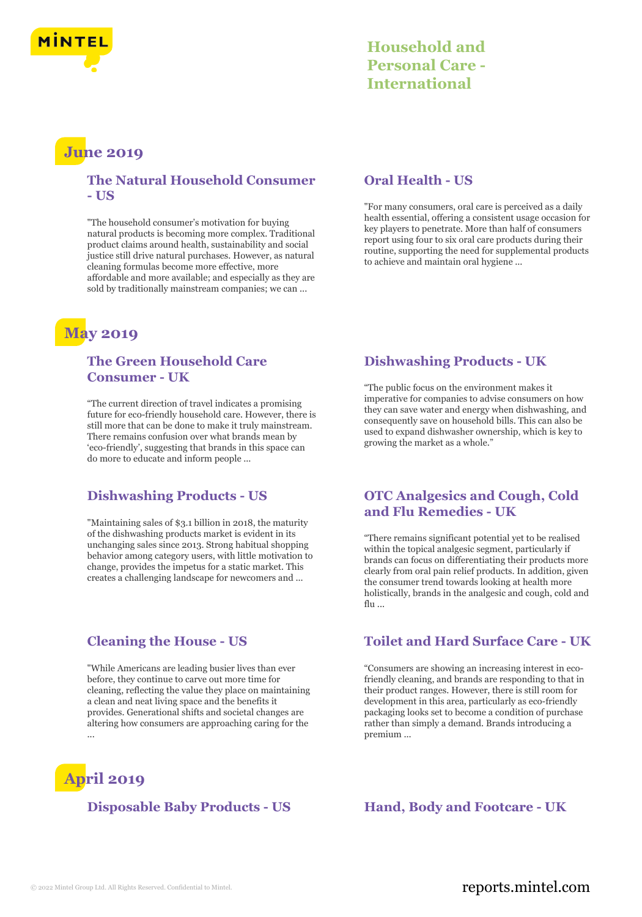# Household and Personal Care - International

## June 2019

### The Natural Household Consumer - US

"The household consumer's motivation for buying natural products is becoming more complex. Traditional product claims around health, sustainability and social justice still drive natural purchases. However, as natural cleaning formulas become more effective, more affordable and more available; and especially as they are sold by traditionally mainstream companies; we can ...

### Oral Health - US

"For many consumers, oral care is perceived as a daily health essential, offering a consistent usage occasion for key players to penetrate. More than half of consumers report using four to six oral care products during their routine, supporting the need for supplemental products to achieve and maintain oral hygiene ...

## May 2019

### The Green Household Care Consumer - UK

"The current direction of travel indicates a promising future for eco-friendly household care. However, there is still more that can be done to make it truly mainstream. There remains confusion over what brands mean by 'eco-friendly', suggesting that brands in this space can do more to educate and inform people ...

### Dishwashing Products - UK

"The public focus on the environment makes it imperative for companies to advise consumers on how they can save water and energy when dishwashing, and consequently save on household bills. This can also be used to expand dishwasher ownership, which is key to growing the market as a whole."

### Dishwashing Products - US

"Maintaining sales of $3.1 billion in 2018, the maturity of the dishwashing products market is evident in its unchanging sales since 2013. Strong habitual shopping behavior among category users, with little motivation to change, provides the impetus for a static market. This creates a challenging landscape for newcomers and ...

### OTC Analgesics and Cough, Cold and Flu Remedies - UK

"There remains significant potential yet to be realised within the topical analgesic segment, particularly if brands can focus on differentiating their products more clearly from oral pain relief products. In addition, given the consumer trend towards looking at health more holistically, brands in the analgesic and cough, cold and flu ...

### Cleaning the House - US

"While Americans are leading busier lives than ever before, they continue to carve out more time for cleaning, reflecting the value they place on maintaining a clean and neat living space and the benefits it provides. Generational shifts and societal changes are altering how consumers are approaching caring for the ...

### Toilet and Hard Surface Care - UK

"Consumers are showing an increasing interest in eco-friendly cleaning, and brands are responding to that in their product ranges. However, there is still room for development in this area, particularly as eco-friendly packaging looks set to become a condition of purchase rather than simply a demand. Brands introducing a premium ...

## April 2019

### Disposable Baby Products - US

### Hand, Body and Footcare - UK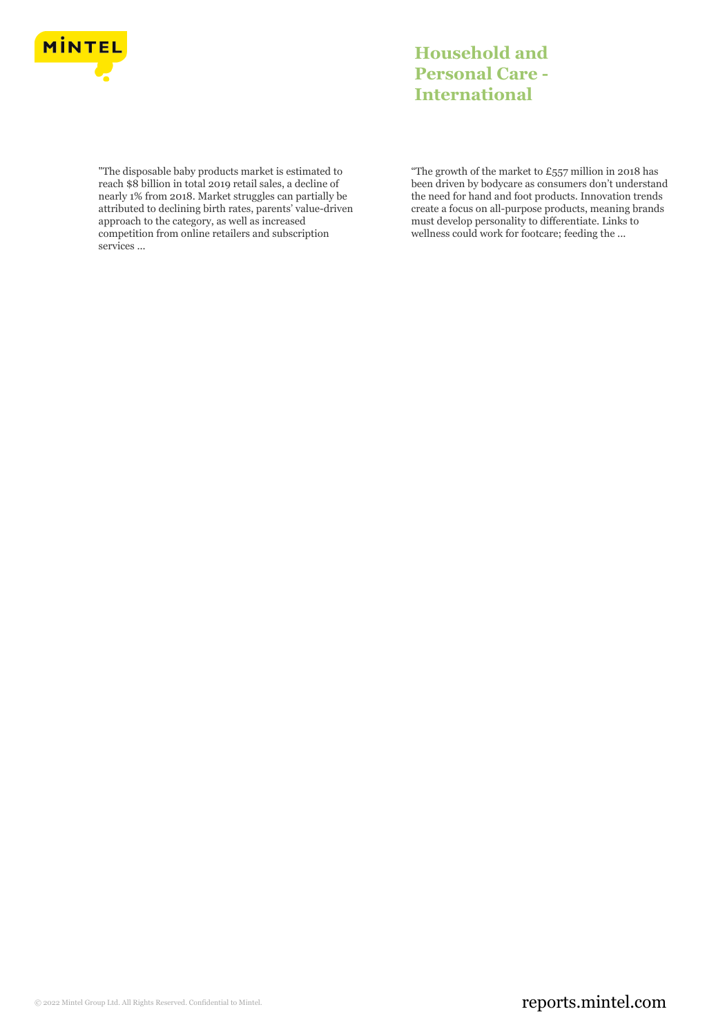# Household and Personal Care - International

"The disposable baby products market is estimated to reach $8 billion in total 2019 retail sales, a decline of nearly 1% from 2018. Market struggles can partially be attributed to declining birth rates, parents' value-driven approach to the category, as well as increased competition from online retailers and subscription services ...

"The growth of the market to £557 million in 2018 has been driven by bodycare as consumers don't understand the need for hand and foot products. Innovation trends create a focus on all-purpose products, meaning brands must develop personality to differentiate. Links to wellness could work for footcare; feeding the ...